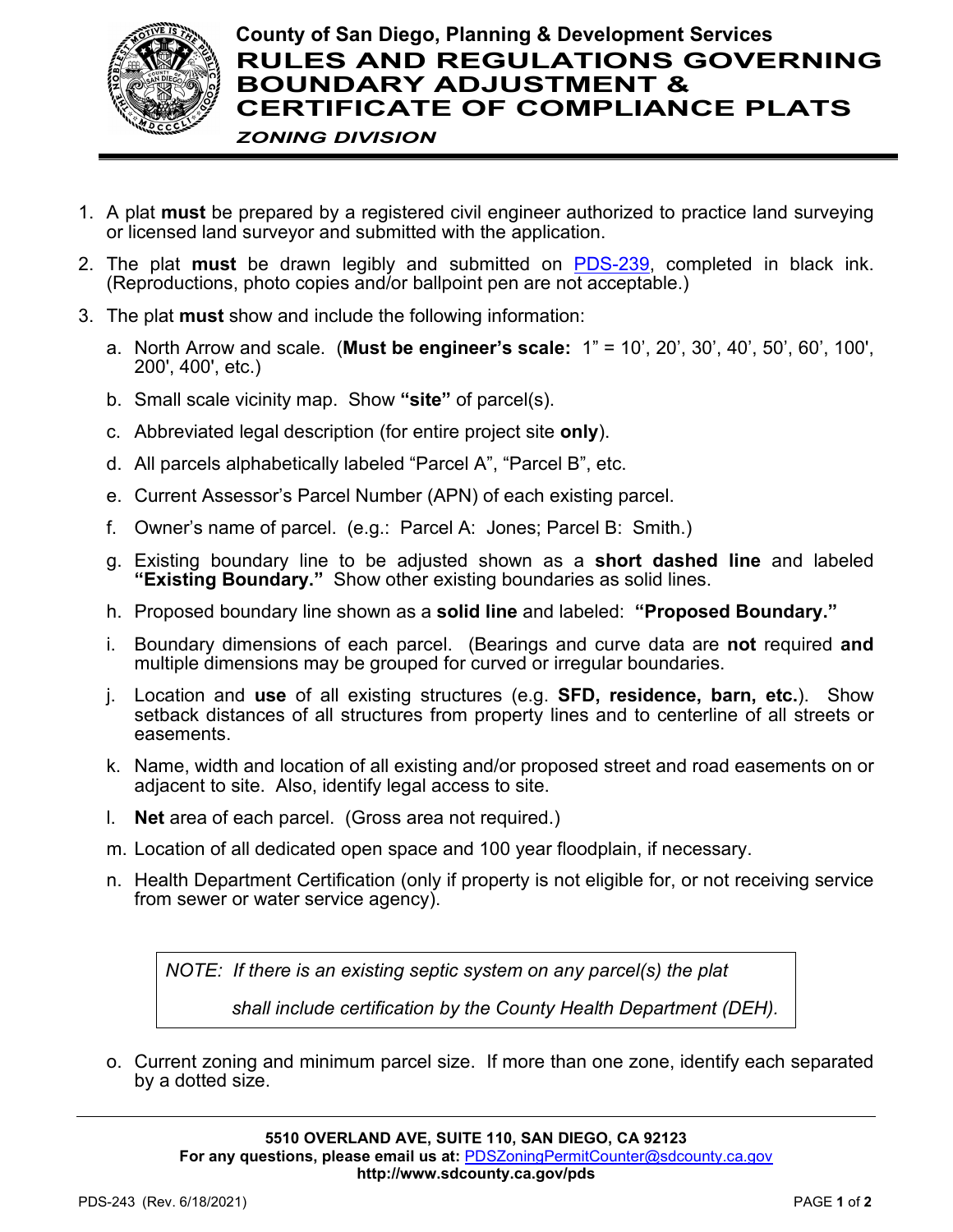**County of San Diego, Planning & Development Services**

# RULES AND REGULATIONS GOVERNING BOUNDARY ADJUSTMENT & CERTIFICATE OF COMPLIANCE PLATS

***ZONING DIVISION***

1. A plat **must** be prepared by a registered civil engineer authorized to practice land surveying or licensed land surveyor and submitted with the application.
2. The plat **must** be drawn legibly and submitted on PDS-239, completed in black ink. (Reproductions, photo copies and/or ballpoint pen are not acceptable.)
3. The plat **must** show and include the following information:
   a. North Arrow and scale. (**Must be engineer's scale:** 1" = 10', 20', 30', 40', 50', 60', 100', 200', 400', etc.)
   b. Small scale vicinity map. Show **"site"** of parcel(s).
   c. Abbreviated legal description (for entire project site **only**).
   d. All parcels alphabetically labeled "Parcel A", "Parcel B", etc.
   e. Current Assessor's Parcel Number (APN) of each existing parcel.
   f. Owner's name of parcel. (e.g.: Parcel A: Jones; Parcel B: Smith.)
   g. Existing boundary line to be adjusted shown as a **short dashed line** and labeled **"Existing Boundary."** Show other existing boundaries as solid lines.
   h. Proposed boundary line shown as a **solid line** and labeled: **"Proposed Boundary."**
   i. Boundary dimensions of each parcel. (Bearings and curve data are **not** required **and** multiple dimensions may be grouped for curved or irregular boundaries.
   j. Location and **use** of all existing structures (e.g. **SFD, residence, barn, etc.**). Show setback distances of all structures from property lines and to centerline of all streets or easements.
   k. Name, width and location of all existing and/or proposed street and road easements on or adjacent to site. Also, identify legal access to site.
   l. **Net** area of each parcel. (Gross area not required.)
   m. Location of all dedicated open space and 100 year floodplain, if necessary.
   n. Health Department Certification (only if property is not eligible for, or not receiving service from sewer or water service agency).

      > *NOTE: If there is an existing septic system on any parcel(s) the plat shall include certification by the County Health Department (DEH).*

   o. Current zoning and minimum parcel size. If more than one zone, identify each separated by a dotted size.

**5510 OVERLAND AVE, SUITE 110, SAN DIEGO, CA 92123**
**For any questions, please email us at:** PDSZoningPermitCounter@sdcounty.ca.gov
**http://www.sdcounty.ca.gov/pds**

PDS-243 (Rev. 6/18/2021)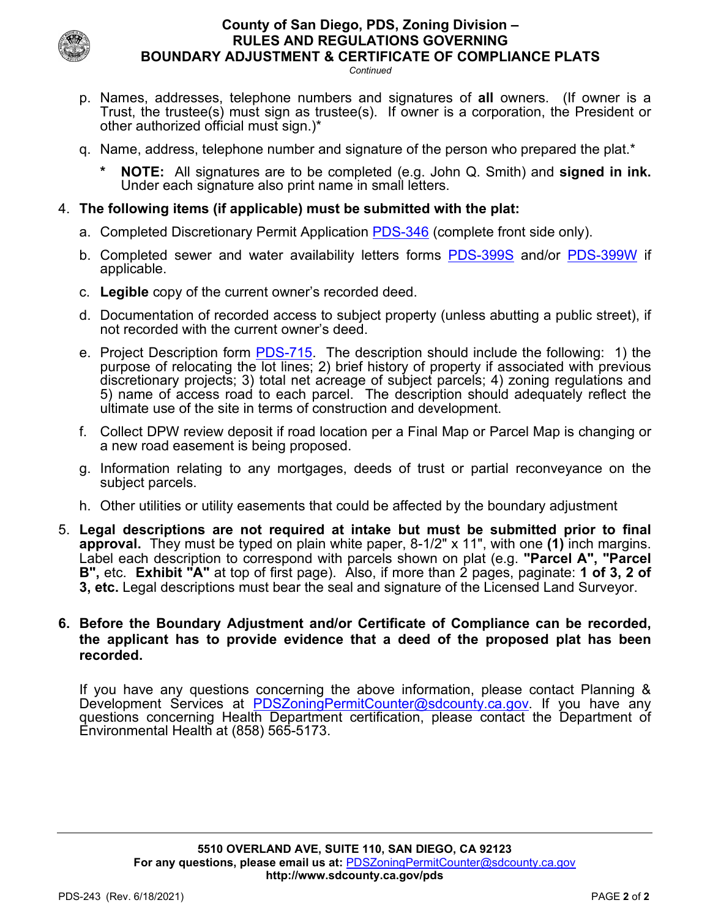p. Names, addresses, telephone numbers and signatures of **all** owners. (If owner is a Trust, the trustee(s) must sign as trustee(s). If owner is a corporation, the President or other authorized official must sign.)*

q. Name, address, telephone number and signature of the person who prepared the plat.*

\* **NOTE:** All signatures are to be completed (e.g. John Q. Smith) and **signed in ink.** Under each signature also print name in small letters.

4. **The following items (if applicable) must be submitted with the plat:**

   a. Completed Discretionary Permit Application PDS-346 (complete front side only).

   b. Completed sewer and water availability letters forms PDS-399S and/or PDS-399W if applicable.

   c. **Legible** copy of the current owner's recorded deed.

   d. Documentation of recorded access to subject property (unless abutting a public street), if not recorded with the current owner's deed.

   e. Project Description form PDS-715. The description should include the following: 1) the purpose of relocating the lot lines; 2) brief history of property if associated with previous discretionary projects; 3) total net acreage of subject parcels; 4) zoning regulations and 5) name of access road to each parcel. The description should adequately reflect the ultimate use of the site in terms of construction and development.

   f. Collect DPW review deposit if road location per a Final Map or Parcel Map is changing or a new road easement is being proposed.

   g. Information relating to any mortgages, deeds of trust or partial reconveyance on the subject parcels.

   h. Other utilities or utility easements that could be affected by the boundary adjustment

5. **Legal descriptions are not required at intake but must be submitted prior to final approval.** They must be typed on plain white paper, 8-1/2" x 11", with one **(1)** inch margins. Label each description to correspond with parcels shown on plat (e.g. **"Parcel A", "Parcel B",** etc. **Exhibit "A"** at top of first page). Also, if more than 2 pages, paginate: **1 of 3, 2 of 3, etc.** Legal descriptions must bear the seal and signature of the Licensed Land Surveyor.

6. **Before the Boundary Adjustment and/or Certificate of Compliance can be recorded, the applicant has to provide evidence that a deed of the proposed plat has been recorded.**

If you have any questions concerning the above information, please contact Planning & Development Services at PDSZoningPermitCounter@sdcounty.ca.gov. If you have any questions concerning Health Department certification, please contact the Department of Environmental Health at (858) 565-5173.